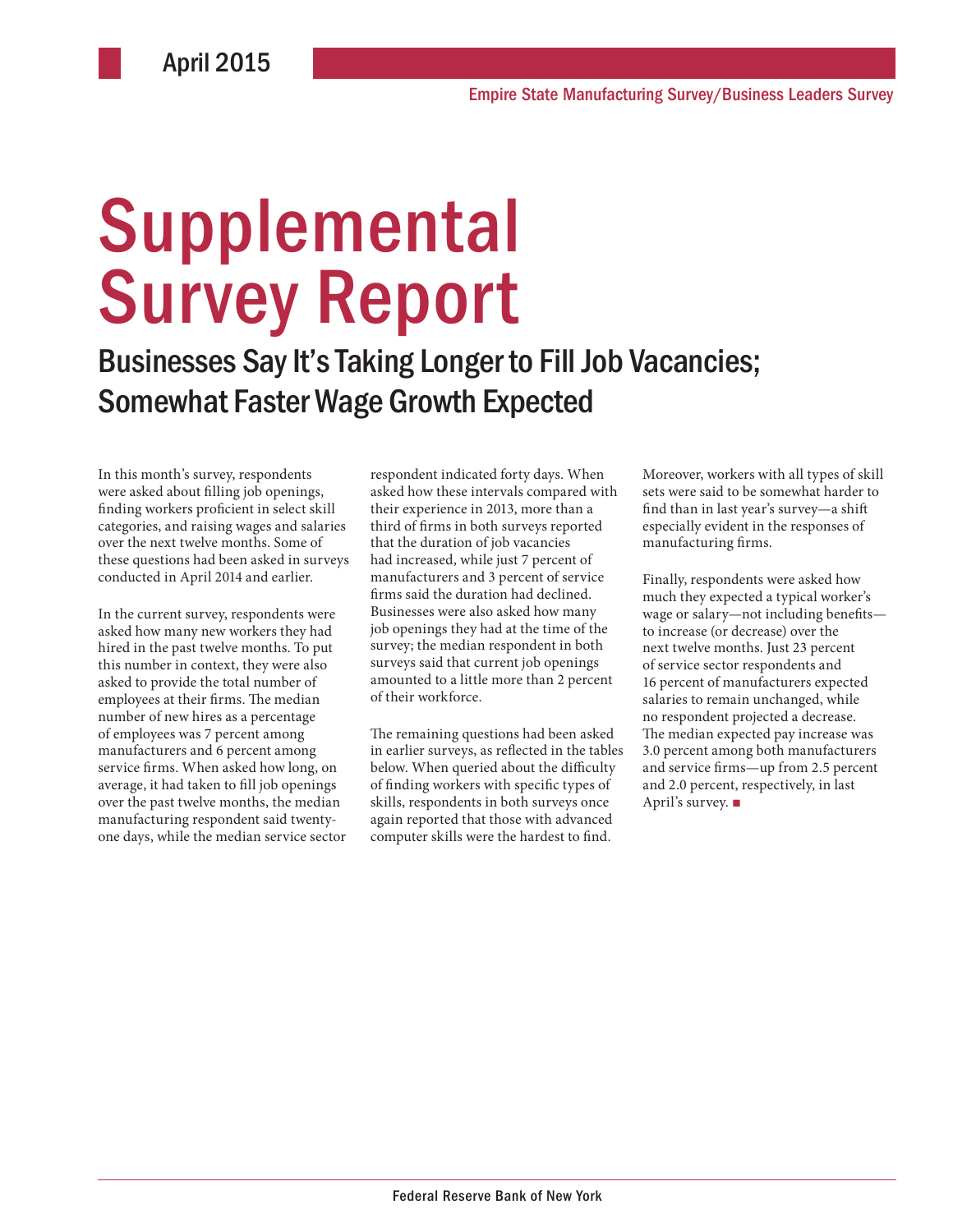April 2015

Empire State Manufacturing Survey/Business Leaders Survey

# Supplemental Survey Report

## Businesses Say It's Taking Longer to Fill Job Vacancies; Somewhat Faster Wage Growth Expected

In this month's survey, respondents were asked about filling job openings, finding workers proficient in select skill categories, and raising wages and salaries over the next twelve months. Some of these questions had been asked in surveys conducted in April 2014 and earlier.

In the current survey, respondents were asked how many new workers they had hired in the past twelve months. To put this number in context, they were also asked to provide the total number of employees at their firms. The median number of new hires as a percentage of employees was 7 percent among manufacturers and 6 percent among service firms. When asked how long, on average, it had taken to fill job openings over the past twelve months, the median manufacturing respondent said twenty-one days, while the median service sector respondent indicated forty days. When asked how these intervals compared with their experience in 2013, more than a third of firms in both surveys reported that the duration of job vacancies had increased, while just 7 percent of manufacturers and 3 percent of service firms said the duration had declined. Businesses were also asked how many job openings they had at the time of the survey; the median respondent in both surveys said that current job openings amounted to a little more than 2 percent of their workforce.

The remaining questions had been asked in earlier surveys, as reflected in the tables below. When queried about the difficulty of finding workers with specific types of skills, respondents in both surveys once again reported that those with advanced computer skills were the hardest to find. Moreover, workers with all types of skill sets were said to be somewhat harder to find than in last year's survey—a shift especially evident in the responses of manufacturing firms.

Finally, respondents were asked how much they expected a typical worker's wage or salary—not including benefits—to increase (or decrease) over the next twelve months. Just 23 percent of service sector respondents and 16 percent of manufacturers expected salaries to remain unchanged, while no respondent projected a decrease. The median expected pay increase was 3.0 percent among both manufacturers and service firms—up from 2.5 percent and 2.0 percent, respectively, in last April's survey. ■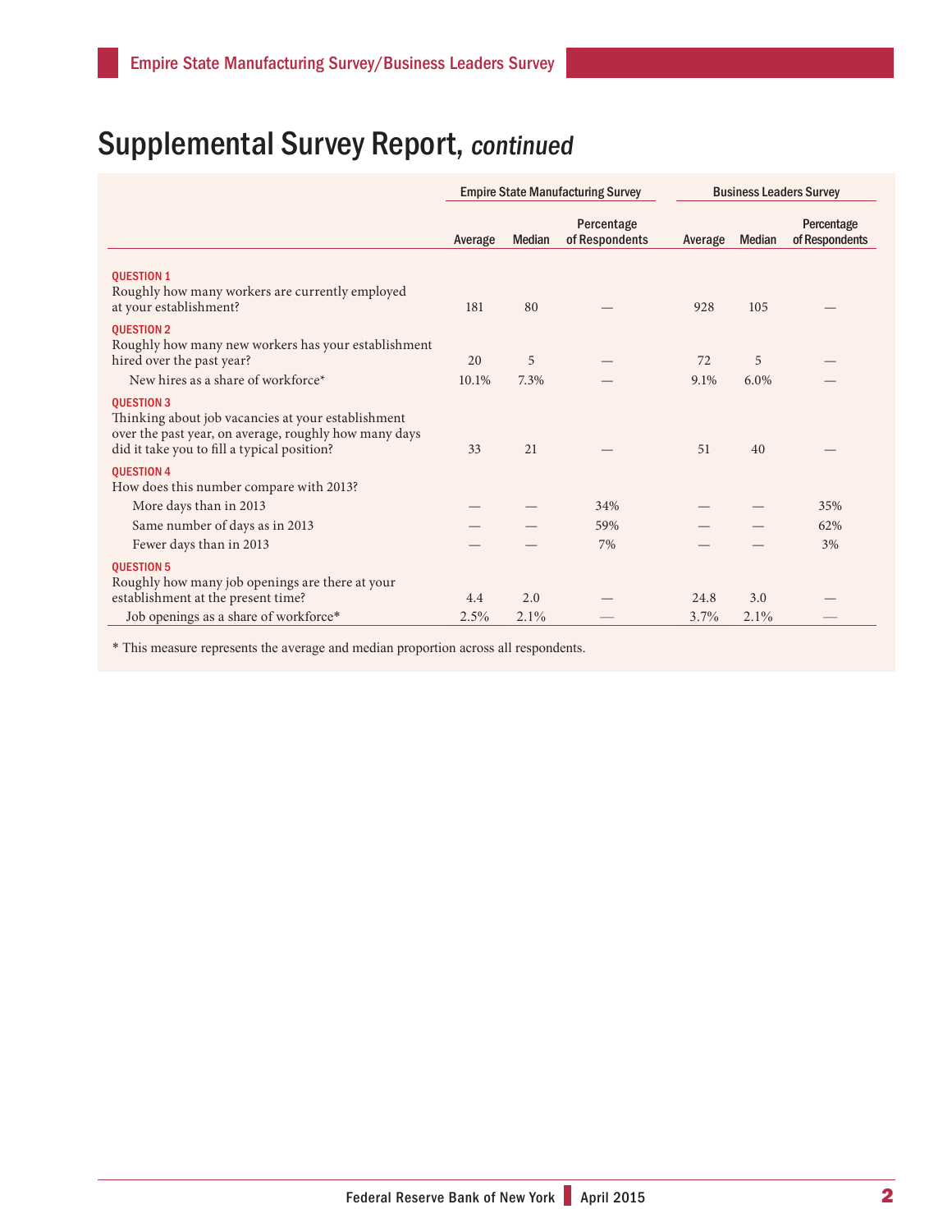# Supplemental Survey Report, *continued*

| | Empire State Manufacturing Survey | | | Business Leaders Survey | | |
|---|---|---|---|---|---|---|
| | Average | Median | Percentage of Respondents | Average | Median | Percentage of Respondents |
| **QUESTION 1** Roughly how many workers are currently employed at your establishment? | 181 | 80 | — | 928 | 105 | — |
| **QUESTION 2** Roughly how many new workers has your establishment hired over the past year? | 20 | 5 | — | 72 | 5 | — |
| New hires as a share of workforce* | 10.1% | 7.3% | — | 9.1% | 6.0% | — |
| **QUESTION 3** Thinking about job vacancies at your establishment over the past year, on average, roughly how many days did it take you to fill a typical position? | 33 | 21 | — | 51 | 40 | — |
| **QUESTION 4** How does this number compare with 2013? | | | | | | |
| More days than in 2013 | — | — | 34% | — | — | 35% |
| Same number of days as in 2013 | — | — | 59% | — | — | 62% |
| Fewer days than in 2013 | — | — | 7% | — | — | 3% |
| **QUESTION 5** Roughly how many job openings are there at your establishment at the present time? | 4.4 | 2.0 | — | 24.8 | 3.0 | — |
| Job openings as a share of workforce* | 2.5% | 2.1% | — | 3.7% | 2.1% | — |

* This measure represents the average and median proportion across all respondents.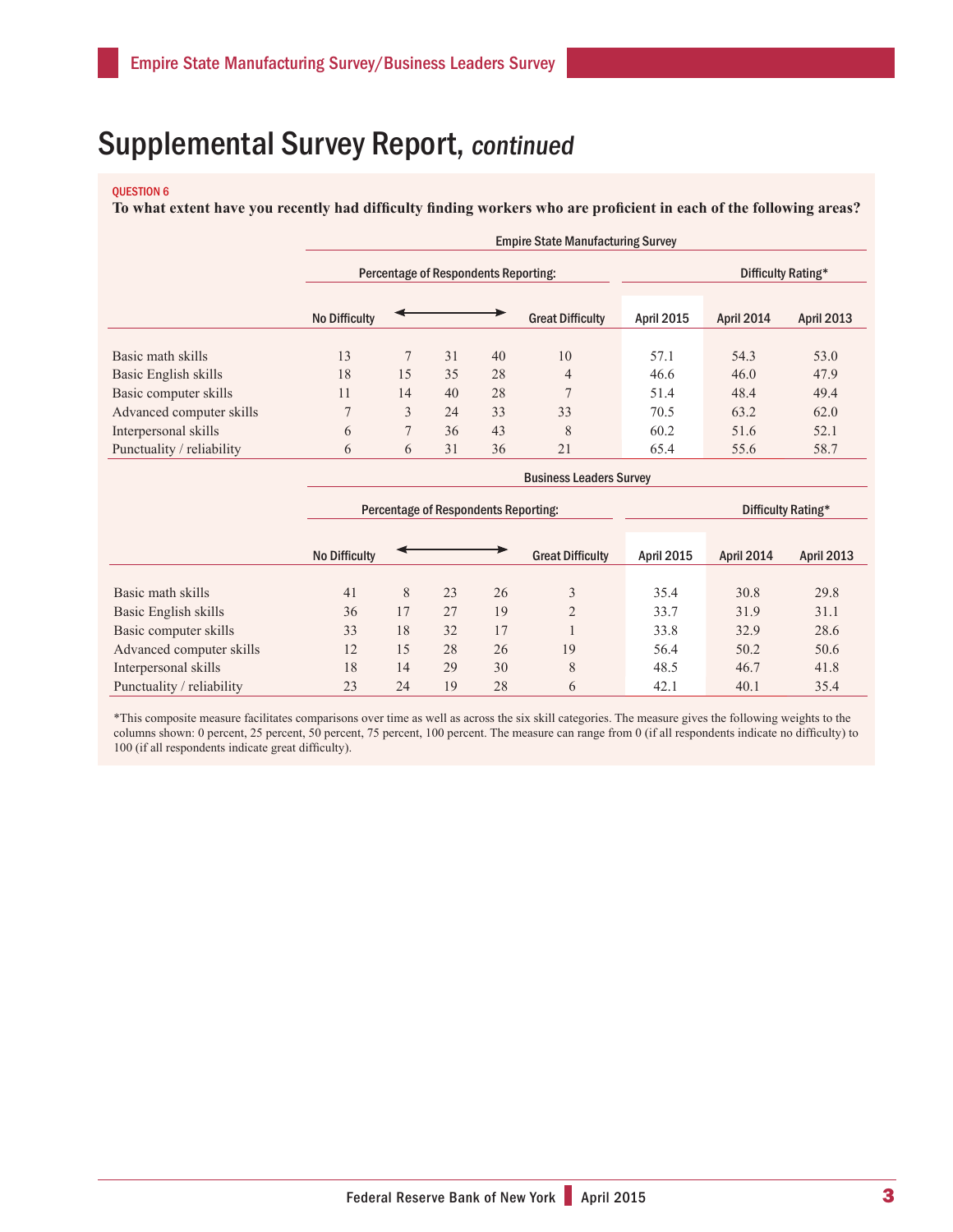# Supplemental Survey Report, *continued*

QUESTION 6

**To what extent have you recently had difficulty finding workers who are proficient in each of the following areas?**

| | Empire State Manufacturing Survey | | | | | | | |
|---|---|---|---|---|---|---|---|---|
| | Percentage of Respondents Reporting: | | | | | Difficulty Rating* | | |
| | No Difficulty | ← | → | | Great Difficulty | April 2015 | April 2014 | April 2013 |
| Basic math skills | 13 | 7 | 31 | 40 | 10 | 57.1 | 54.3 | 53.0 |
| Basic English skills | 18 | 15 | 35 | 28 | 4 | 46.6 | 46.0 | 47.9 |
| Basic computer skills | 11 | 14 | 40 | 28 | 7 | 51.4 | 48.4 | 49.4 |
| Advanced computer skills | 7 | 3 | 24 | 33 | 33 | 70.5 | 63.2 | 62.0 |
| Interpersonal skills | 6 | 7 | 36 | 43 | 8 | 60.2 | 51.6 | 52.1 |
| Punctuality / reliability | 6 | 6 | 31 | 36 | 21 | 65.4 | 55.6 | 58.7 |

| | Business Leaders Survey | | | | | | | |
|---|---|---|---|---|---|---|---|---|
| | Percentage of Respondents Reporting: | | | | | Difficulty Rating* | | |
| | No Difficulty | ← | → | | Great Difficulty | April 2015 | April 2014 | April 2013 |
| Basic math skills | 41 | 8 | 23 | 26 | 3 | 35.4 | 30.8 | 29.8 |
| Basic English skills | 36 | 17 | 27 | 19 | 2 | 33.7 | 31.9 | 31.1 |
| Basic computer skills | 33 | 18 | 32 | 17 | 1 | 33.8 | 32.9 | 28.6 |
| Advanced computer skills | 12 | 15 | 28 | 26 | 19 | 56.4 | 50.2 | 50.6 |
| Interpersonal skills | 18 | 14 | 29 | 30 | 8 | 48.5 | 46.7 | 41.8 |
| Punctuality / reliability | 23 | 24 | 19 | 28 | 6 | 42.1 | 40.1 | 35.4 |

*This composite measure facilitates comparisons over time as well as across the six skill categories. The measure gives the following weights to the columns shown: 0 percent, 25 percent, 50 percent, 75 percent, 100 percent. The measure can range from 0 (if all respondents indicate no difficulty) to 100 (if all respondents indicate great difficulty).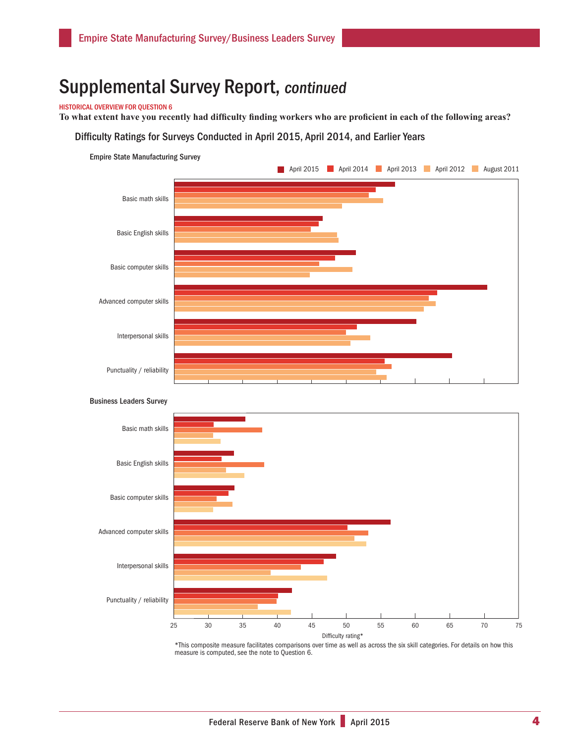# Supplemental Survey Report, *continued*

HISTORICAL OVERVIEW FOR QUESTION 6

**To what extent have you recently had difficulty finding workers who are proficient in each of the following areas?**

Difficulty Ratings for Surveys Conducted in April 2015, April 2014, and Earlier Years

Empire State Manufacturing Survey

April 2015 | April 2014 | April 2013 | April 2012 | August 2011

Basic math skills
Basic English skills
Basic computer skills
Advanced computer skills
Interpersonal skills
Punctuality / reliability

Business Leaders Survey

Basic math skills
Basic English skills
Basic computer skills
Advanced computer skills
Interpersonal skills
Punctuality / reliability

25 30 35 40 45 50 55 60 65 70 75

Difficulty rating*

*This composite measure facilitates comparisons over time as well as across the six skill categories. For details on how this measure is computed, see the note to Question 6.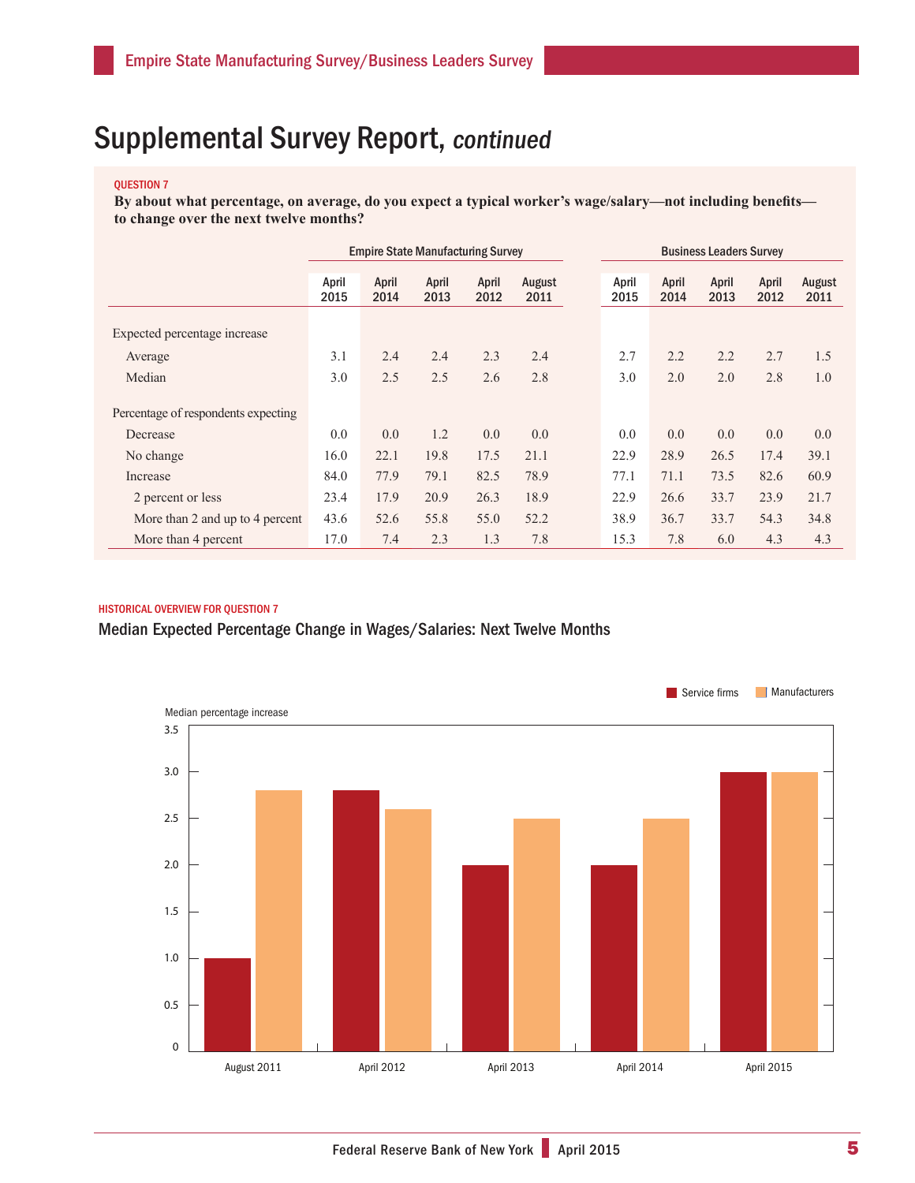# Supplemental Survey Report, *continued*

QUESTION 7

**By about what percentage, on average, do you expect a typical worker's wage/salary—not including benefits—to change over the next twelve months?**

| | Empire State Manufacturing Survey | | | | | Business Leaders Survey | | | | |
|---|---|---|---|---|---|---|---|---|---|---|
| | April 2015 | April 2014 | April 2013 | April 2012 | August 2011 | April 2015 | April 2014 | April 2013 | April 2012 | August 2011 |
| Expected percentage increase | | | | | | | | | | |
| Average | 3.1 | 2.4 | 2.4 | 2.3 | 2.4 | 2.7 | 2.2 | 2.2 | 2.7 | 1.5 |
| Median | 3.0 | 2.5 | 2.5 | 2.6 | 2.8 | 3.0 | 2.0 | 2.0 | 2.8 | 1.0 |
| Percentage of respondents expecting | | | | | | | | | | |
| Decrease | 0.0 | 0.0 | 1.2 | 0.0 | 0.0 | 0.0 | 0.0 | 0.0 | 0.0 | 0.0 |
| No change | 16.0 | 22.1 | 19.8 | 17.5 | 21.1 | 22.9 | 28.9 | 26.5 | 17.4 | 39.1 |
| Increase | 84.0 | 77.9 | 79.1 | 82.5 | 78.9 | 77.1 | 71.1 | 73.5 | 82.6 | 60.9 |
| 2 percent or less | 23.4 | 17.9 | 20.9 | 26.3 | 18.9 | 22.9 | 26.6 | 33.7 | 23.9 | 21.7 |
| More than 2 and up to 4 percent | 43.6 | 52.6 | 55.8 | 55.0 | 52.2 | 38.9 | 36.7 | 33.7 | 54.3 | 34.8 |
| More than 4 percent | 17.0 | 7.4 | 2.3 | 1.3 | 7.8 | 15.3 | 7.8 | 6.0 | 4.3 | 4.3 |

HISTORICAL OVERVIEW FOR QUESTION 7

## Median Expected Percentage Change in Wages/Salaries: Next Twelve Months

Service firms
Manufacturers

Median percentage increase

3.5
3.0
2.5
2.0
1.5
1.0
0.5
0

August 2011
April 2012
April 2013
April 2014
April 2015